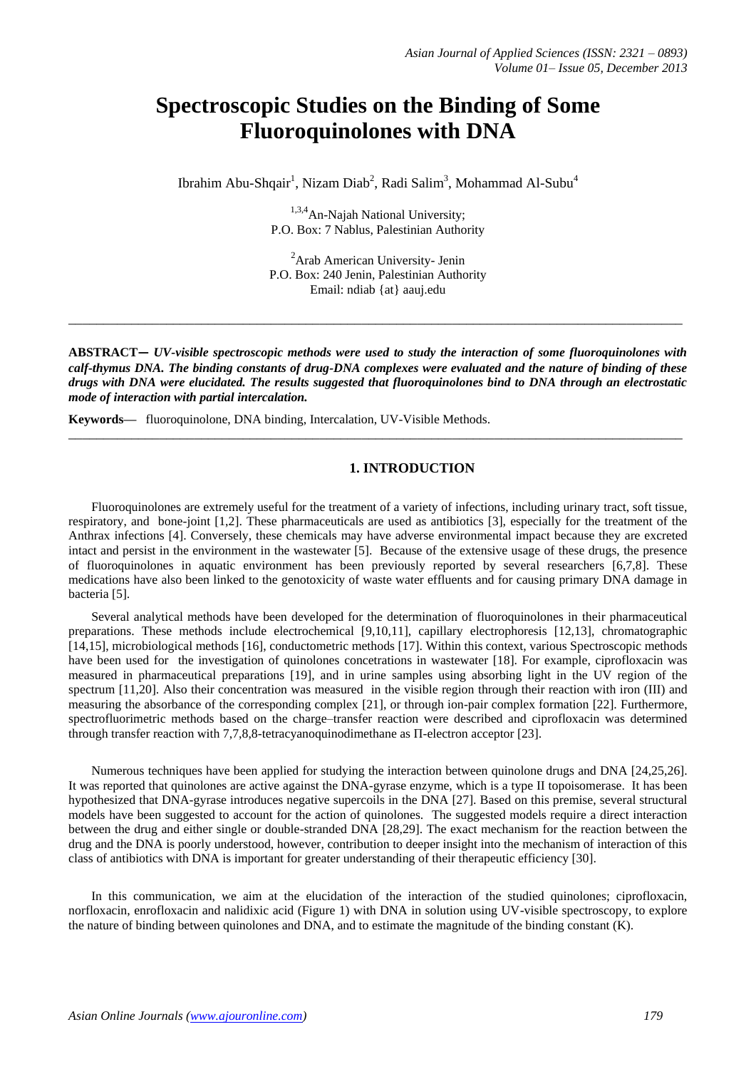# Spectroscopic Studies on the Binding of Some Fluoroquinolones with DNA

Ibrahim Abu-Shqair[1], Nizam Diab[2], Radi Salim[3], Mohammad Al-Subu[4]

[1,3,4]An-Najah National University;
P.O. Box: 7 Nablus, Palestinian Authority

[2]Arab American University- Jenin
P.O. Box: 240 Jenin, Palestinian Authority
Email: ndiab {at} aauj.edu

---

**ABSTRACT—** ***UV-visible spectroscopic methods were used to study the interaction of some fluoroquinolones with calf-thymus DNA. The binding constants of drug-DNA complexes were evaluated and the nature of binding of these drugs with DNA were elucidated. The results suggested that fluoroquinolones bind to DNA through an electrostatic mode of interaction with partial intercalation.***

**Keywords—** fluoroquinolone, DNA binding, Intercalation, UV-Visible Methods.

---

## 1. INTRODUCTION

Fluoroquinolones are extremely useful for the treatment of a variety of infections, including urinary tract, soft tissue, respiratory, and bone-joint [1,2]. These pharmaceuticals are used as antibiotics [3], especially for the treatment of the Anthrax infections [4]. Conversely, these chemicals may have adverse environmental impact because they are excreted intact and persist in the environment in the wastewater [5]. Because of the extensive usage of these drugs, the presence of fluoroquinolones in aquatic environment has been previously reported by several researchers [6,7,8]. These medications have also been linked to the genotoxicity of waste water effluents and for causing primary DNA damage in bacteria [5].

Several analytical methods have been developed for the determination of fluoroquinolones in their pharmaceutical preparations. These methods include electrochemical [9,10,11], capillary electrophoresis [12,13], chromatographic [14,15], microbiological methods [16], conductometric methods [17]. Within this context, various Spectroscopic methods have been used for the investigation of quinolones concetrations in wastewater [18]. For example, ciprofloxacin was measured in pharmaceutical preparations [19], and in urine samples using absorbing light in the UV region of the spectrum [11,20]. Also their concentration was measured in the visible region through their reaction with iron (III) and measuring the absorbance of the corresponding complex [21], or through ion-pair complex formation [22]. Furthermore, spectrofluorimetric methods based on the charge–transfer reaction were described and ciprofloxacin was determined through transfer reaction with 7,7,8,8-tetracyanoquinodimethane as Π-electron acceptor [23].

Numerous techniques have been applied for studying the interaction between quinolone drugs and DNA [24,25,26]. It was reported that quinolones are active against the DNA-gyrase enzyme, which is a type II topoisomerase. It has been hypothesized that DNA-gyrase introduces negative supercoils in the DNA [27]. Based on this premise, several structural models have been suggested to account for the action of quinolones. The suggested models require a direct interaction between the drug and either single or double-stranded DNA [28,29]. The exact mechanism for the reaction between the drug and the DNA is poorly understood, however, contribution to deeper insight into the mechanism of interaction of this class of antibiotics with DNA is important for greater understanding of their therapeutic efficiency [30].

In this communication, we aim at the elucidation of the interaction of the studied quinolones; ciprofloxacin, norfloxacin, enrofloxacin and nalidixic acid (Figure 1) with DNA in solution using UV-visible spectroscopy, to explore the nature of binding between quinolones and DNA, and to estimate the magnitude of the binding constant (K).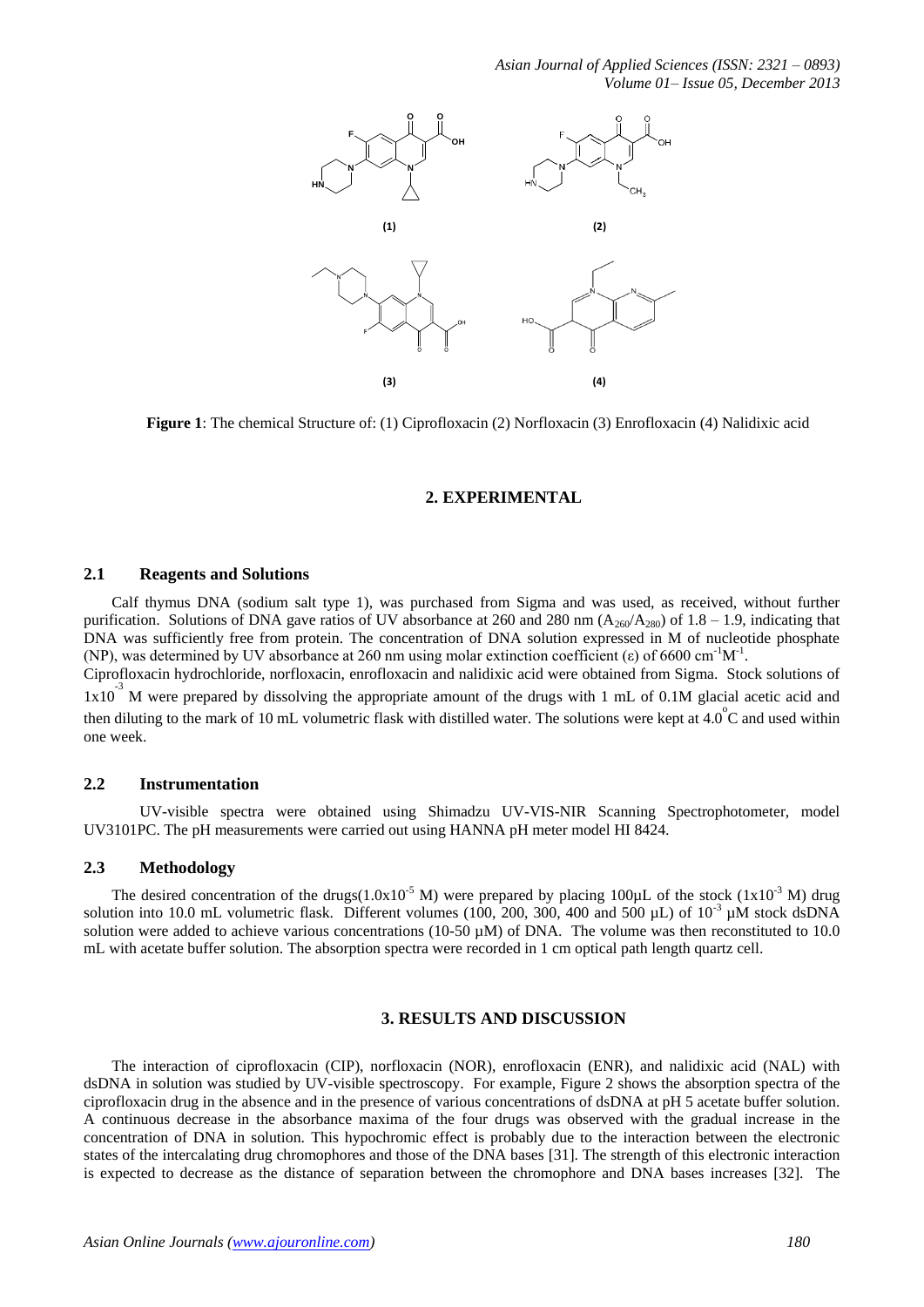**Figure 1**: The chemical Structure of: (1) Ciprofloxacin (2) Norfloxacin (3) Enrofloxacin (4) Nalidixic acid

## 2. EXPERIMENTAL

### 2.1 Reagents and Solutions

Calf thymus DNA (sodium salt type 1), was purchased from Sigma and was used, as received, without further purification. Solutions of DNA gave ratios of UV absorbance at 260 and 280 nm ($A_{260}/A_{280}$) of 1.8 – 1.9, indicating that DNA was sufficiently free from protein. The concentration of DNA solution expressed in M of nucleotide phosphate (NP), was determined by UV absorbance at 260 nm using molar extinction coefficient (ε) of 6600 $cm^{-1}M^{-1}$.

Ciprofloxacin hydrochloride, norfloxacin, enrofloxacin and nalidixic acid were obtained from Sigma. Stock solutions of $1x10^{-3}$ M were prepared by dissolving the appropriate amount of the drugs with 1 mL of 0.1M glacial acetic acid and then diluting to the mark of 10 mL volumetric flask with distilled water. The solutions were kept at $4.0^{o}$C and used within one week.

### 2.2 Instrumentation

UV-visible spectra were obtained using Shimadzu UV-VIS-NIR Scanning Spectrophotometer, model UV3101PC. The pH measurements were carried out using HANNA pH meter model HI 8424.

### 2.3 Methodology

The desired concentration of the drugs($1.0x10^{-5}$ M) were prepared by placing 100µL of the stock ($1x10^{-3}$ M) drug solution into 10.0 mL volumetric flask. Different volumes (100, 200, 300, 400 and 500 µL) of $10^{-3}$ µM stock dsDNA solution were added to achieve various concentrations (10-50 µM) of DNA. The volume was then reconstituted to 10.0 mL with acetate buffer solution. The absorption spectra were recorded in 1 cm optical path length quartz cell.

## 3. RESULTS AND DISCUSSION

The interaction of ciprofloxacin (CIP), norfloxacin (NOR), enrofloxacin (ENR), and nalidixic acid (NAL) with dsDNA in solution was studied by UV-visible spectroscopy. For example, Figure 2 shows the absorption spectra of the ciprofloxacin drug in the absence and in the presence of various concentrations of dsDNA at pH 5 acetate buffer solution. A continuous decrease in the absorbance maxima of the four drugs was observed with the gradual increase in the concentration of DNA in solution. This hypochromic effect is probably due to the interaction between the electronic states of the intercalating drug chromophores and those of the DNA bases [31]. The strength of this electronic interaction is expected to decrease as the distance of separation between the chromophore and DNA bases increases [32]. The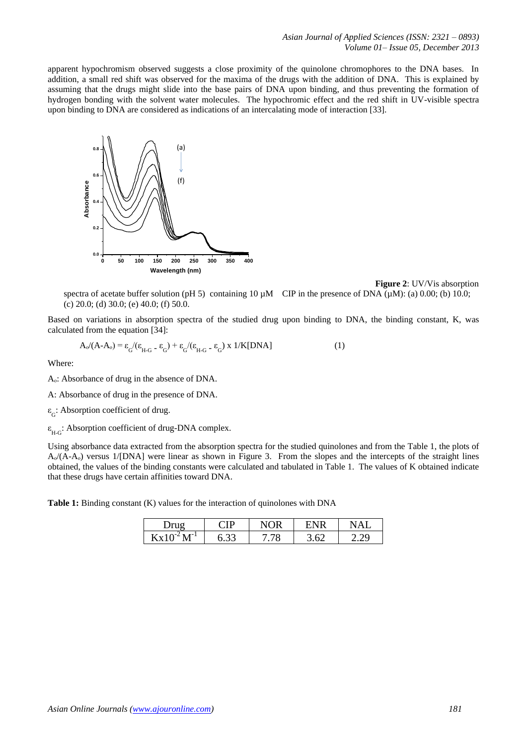apparent hypochromism observed suggests a close proximity of the quinolone chromophores to the DNA bases. In addition, a small red shift was observed for the maxima of the drugs with the addition of DNA. This is explained by assuming that the drugs might slide into the base pairs of DNA upon binding, and thus preventing the formation of hydrogen bonding with the solvent water molecules. The hypochromic effect and the red shift in UV-visible spectra upon binding to DNA are considered as indications of an intercalating mode of interaction [33].

**Figure 2**: UV/Vis absorption spectra of acetate buffer solution (pH 5) containing 10 µM CIP in the presence of DNA (µM): (a) 0.00; (b) 10.0; (c) 20.0; (d) 30.0; (e) 40.0; (f) 50.0.

Based on variations in absorption spectra of the studied drug upon binding to DNA, the binding constant, K, was calculated from the equation [34]:

$$A_o/(A-A_o) = \varepsilon_G/(\varepsilon_{H\text{-}G} - \varepsilon_G) + \varepsilon_G/(\varepsilon_{H\text{-}G} - \varepsilon_G) \times 1/K[\text{DNA}] \quad (1)$$

Where:

$A_o$: Absorbance of drug in the absence of DNA.

A: Absorbance of drug in the presence of DNA.

$\varepsilon_G$: Absorption coefficient of drug.

$\varepsilon_{H\text{-}G}$: Absorption coefficient of drug-DNA complex.

Using absorbance data extracted from the absorption spectra for the studied quinolones and from the Table 1, the plots of $A_o/(A-A_o)$ versus 1/[DNA] were linear as shown in Figure 3. From the slopes and the intercepts of the straight lines obtained, the values of the binding constants were calculated and tabulated in Table 1. The values of K obtained indicate that these drugs have certain affinities toward DNA.

**Table 1:** Binding constant (K) values for the interaction of quinolones with DNA

| Drug | CIP | NOR | ENR | NAL |
|---|---|---|---|---|
| $Kx10^{-2}\ M^{-1}$ | 6.33 | 7.78 | 3.62 | 2.29 |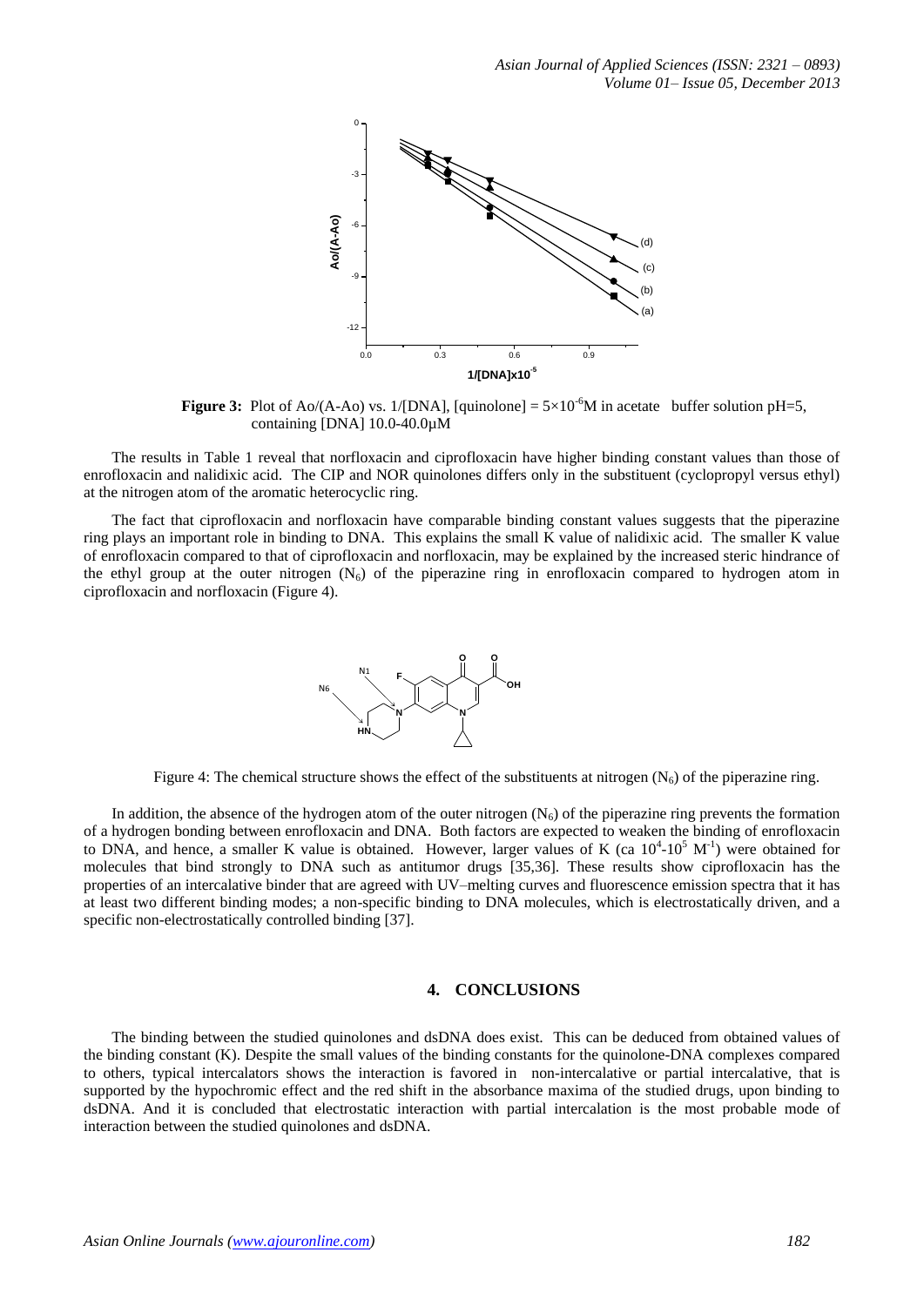**Figure 3:** Plot of Ao/(A-Ao) vs. 1/[DNA], [quinolone] = $5\times10^{-6}$M in acetate buffer solution pH=5, containing [DNA] 10.0-40.0µM

The results in Table 1 reveal that norfloxacin and ciprofloxacin have higher binding constant values than those of enrofloxacin and nalidixic acid. The CIP and NOR quinolones differs only in the substituent (cyclopropyl versus ethyl) at the nitrogen atom of the aromatic heterocyclic ring.

The fact that ciprofloxacin and norfloxacin have comparable binding constant values suggests that the piperazine ring plays an important role in binding to DNA. This explains the small K value of nalidixic acid. The smaller K value of enrofloxacin compared to that of ciprofloxacin and norfloxacin, may be explained by the increased steric hindrance of the ethyl group at the outer nitrogen ($N_6$) of the piperazine ring in enrofloxacin compared to hydrogen atom in ciprofloxacin and norfloxacin (Figure 4).

Figure 4: The chemical structure shows the effect of the substituents at nitrogen ($N_6$) of the piperazine ring.

In addition, the absence of the hydrogen atom of the outer nitrogen ($N_6$) of the piperazine ring prevents the formation of a hydrogen bonding between enrofloxacin and DNA. Both factors are expected to weaken the binding of enrofloxacin to DNA, and hence, a smaller K value is obtained. However, larger values of K (ca $10^4$-$10^5$ $M^{-1}$) were obtained for molecules that bind strongly to DNA such as antitumor drugs [35,36]. These results show ciprofloxacin has the properties of an intercalative binder that are agreed with UV–melting curves and fluorescence emission spectra that it has at least two different binding modes; a non-specific binding to DNA molecules, which is electrostatically driven, and a specific non-electrostatically controlled binding [37].

## 4. CONCLUSIONS

The binding between the studied quinolones and dsDNA does exist. This can be deduced from obtained values of the binding constant (K). Despite the small values of the binding constants for the quinolone-DNA complexes compared to others, typical intercalators shows the interaction is favored in non-intercalative or partial intercalative, that is supported by the hypochromic effect and the red shift in the absorbance maxima of the studied drugs, upon binding to dsDNA. And it is concluded that electrostatic interaction with partial intercalation is the most probable mode of interaction between the studied quinolones and dsDNA.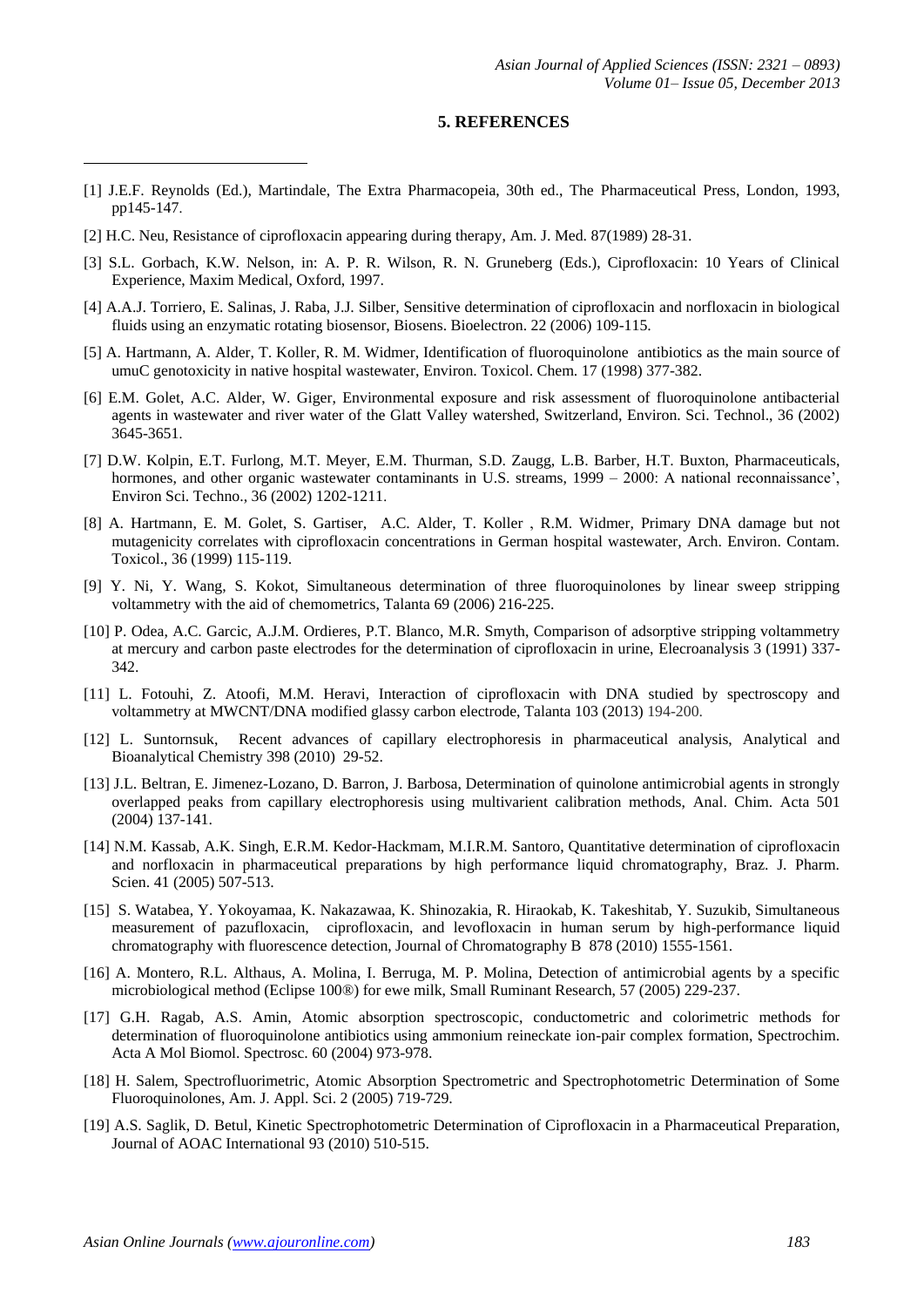## 5. REFERENCES

[1] J.E.F. Reynolds (Ed.), Martindale, The Extra Pharmacopeia, 30th ed., The Pharmaceutical Press, London, 1993, pp145-147.

[2] H.C. Neu, Resistance of ciprofloxacin appearing during therapy, Am. J. Med. 87(1989) 28-31.

[3] S.L. Gorbach, K.W. Nelson, in: A. P. R. Wilson, R. N. Gruneberg (Eds.), Ciprofloxacin: 10 Years of Clinical Experience, Maxim Medical, Oxford, 1997.

[4] A.A.J. Torriero, E. Salinas, J. Raba, J.J. Silber, Sensitive determination of ciprofloxacin and norfloxacin in biological fluids using an enzymatic rotating biosensor, Biosens. Bioelectron. 22 (2006) 109-115.

[5] A. Hartmann, A. Alder, T. Koller, R. M. Widmer, Identification of fluoroquinolone antibiotics as the main source of umuC genotoxicity in native hospital wastewater, Environ. Toxicol. Chem. 17 (1998) 377-382.

[6] E.M. Golet, A.C. Alder, W. Giger, Environmental exposure and risk assessment of fluoroquinolone antibacterial agents in wastewater and river water of the Glatt Valley watershed, Switzerland, Environ. Sci. Technol., 36 (2002) 3645-3651.

[7] D.W. Kolpin, E.T. Furlong, M.T. Meyer, E.M. Thurman, S.D. Zaugg, L.B. Barber, H.T. Buxton, Pharmaceuticals, hormones, and other organic wastewater contaminants in U.S. streams, 1999 – 2000: A national reconnaissance', Environ Sci. Techno., 36 (2002) 1202-1211.

[8] A. Hartmann, E. M. Golet, S. Gartiser, A.C. Alder, T. Koller , R.M. Widmer, Primary DNA damage but not mutagenicity correlates with ciprofloxacin concentrations in German hospital wastewater, Arch. Environ. Contam. Toxicol., 36 (1999) 115-119.

[9] Y. Ni, Y. Wang, S. Kokot, Simultaneous determination of three fluoroquinolones by linear sweep stripping voltammetry with the aid of chemometrics, Talanta 69 (2006) 216-225.

[10] P. Odea, A.C. Garcic, A.J.M. Ordieres, P.T. Blanco, M.R. Smyth, Comparison of adsorptive stripping voltammetry at mercury and carbon paste electrodes for the determination of ciprofloxacin in urine, Elecroanalysis 3 (1991) 337-342.

[11] L. Fotouhi, Z. Atoofi, M.M. Heravi, Interaction of ciprofloxacin with DNA studied by spectroscopy and voltammetry at MWCNT/DNA modified glassy carbon electrode, Talanta 103 (2013) 194-200.

[12] L. Suntornsuk, Recent advances of capillary electrophoresis in pharmaceutical analysis, Analytical and Bioanalytical Chemistry 398 (2010) 29-52.

[13] J.L. Beltran, E. Jimenez-Lozano, D. Barron, J. Barbosa, Determination of quinolone antimicrobial agents in strongly overlapped peaks from capillary electrophoresis using multivarient calibration methods, Anal. Chim. Acta 501 (2004) 137-141.

[14] N.M. Kassab, A.K. Singh, E.R.M. Kedor-Hackmam, M.I.R.M. Santoro, Quantitative determination of ciprofloxacin and norfloxacin in pharmaceutical preparations by high performance liquid chromatography, Braz. J. Pharm. Scien. 41 (2005) 507-513.

[15] S. Watabea, Y. Yokoyamaa, K. Nakazawaa, K. Shinozakia, R. Hiraokab, K. Takeshitab, Y. Suzukib, Simultaneous measurement of pazufloxacin, ciprofloxacin, and levofloxacin in human serum by high-performance liquid chromatography with fluorescence detection, Journal of Chromatography B 878 (2010) 1555-1561.

[16] A. Montero, R.L. Althaus, A. Molina, I. Berruga, M. P. Molina, Detection of antimicrobial agents by a specific microbiological method (Eclipse 100®) for ewe milk, Small Ruminant Research, 57 (2005) 229-237.

[17] G.H. Ragab, A.S. Amin, Atomic absorption spectroscopic, conductometric and colorimetric methods for determination of fluoroquinolone antibiotics using ammonium reineckate ion-pair complex formation, Spectrochim. Acta A Mol Biomol. Spectrosc. 60 (2004) 973-978.

[18] H. Salem, Spectrofluorimetric, Atomic Absorption Spectrometric and Spectrophotometric Determination of Some Fluoroquinolones, Am. J. Appl. Sci. 2 (2005) 719-729.

[19] A.S. Saglik, D. Betul, Kinetic Spectrophotometric Determination of Ciprofloxacin in a Pharmaceutical Preparation, Journal of AOAC International 93 (2010) 510-515.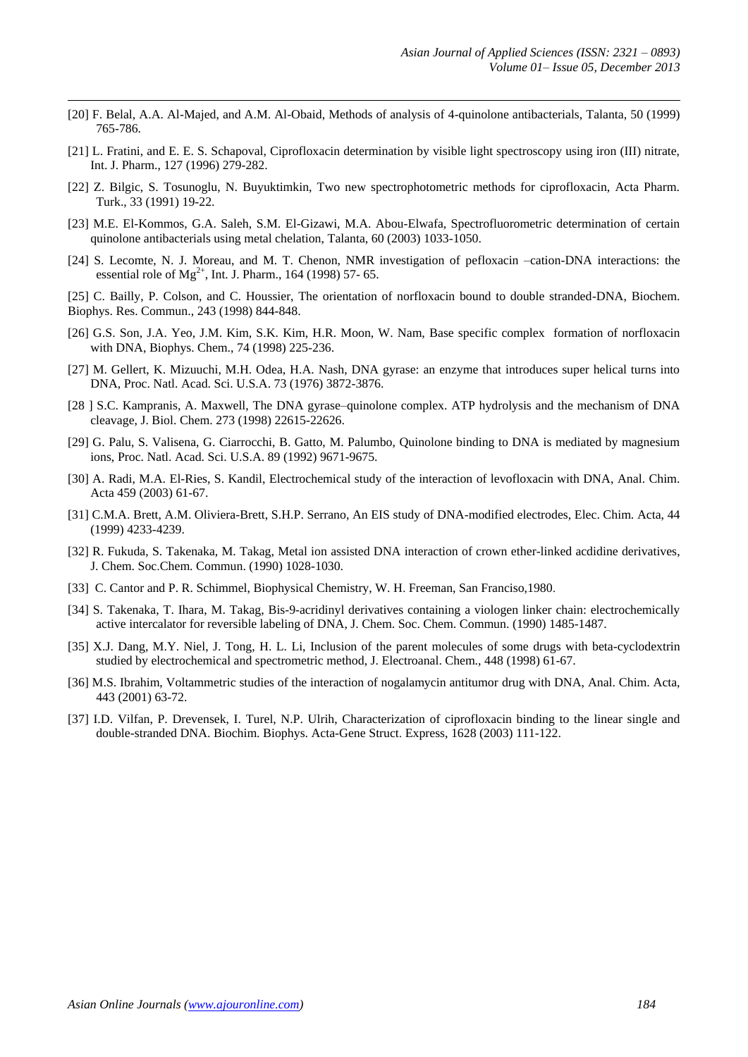[20] F. Belal, A.A. Al-Majed, and A.M. Al-Obaid, Methods of analysis of 4-quinolone antibacterials, Talanta, 50 (1999) 765-786.

[21] L. Fratini, and E. E. S. Schapoval, Ciprofloxacin determination by visible light spectroscopy using iron (III) nitrate, Int. J. Pharm., 127 (1996) 279-282.

[22] Z. Bilgic, S. Tosunoglu, N. Buyuktimkin, Two new spectrophotometric methods for ciprofloxacin, Acta Pharm. Turk., 33 (1991) 19-22.

[23] M.E. El-Kommos, G.A. Saleh, S.M. El-Gizawi, M.A. Abou-Elwafa, Spectrofluorometric determination of certain quinolone antibacterials using metal chelation, Talanta, 60 (2003) 1033-1050.

[24] S. Lecomte, N. J. Moreau, and M. T. Chenon, NMR investigation of pefloxacin –cation-DNA interactions: the essential role of $Mg^{2+}$, Int. J. Pharm., 164 (1998) 57- 65.

[25] C. Bailly, P. Colson, and C. Houssier, The orientation of norfloxacin bound to double stranded-DNA, Biochem. Biophys. Res. Commun., 243 (1998) 844-848.

[26] G.S. Son, J.A. Yeo, J.M. Kim, S.K. Kim, H.R. Moon, W. Nam, Base specific complex formation of norfloxacin with DNA, Biophys. Chem., 74 (1998) 225-236.

[27] M. Gellert, K. Mizuuchi, M.H. Odea, H.A. Nash, DNA gyrase: an enzyme that introduces super helical turns into DNA, Proc. Natl. Acad. Sci. U.S.A. 73 (1976) 3872-3876.

[28 ] S.C. Kampranis, A. Maxwell, The DNA gyrase–quinolone complex. ATP hydrolysis and the mechanism of DNA cleavage, J. Biol. Chem. 273 (1998) 22615-22626.

[29] G. Palu, S. Valisena, G. Ciarrocchi, B. Gatto, M. Palumbo, Quinolone binding to DNA is mediated by magnesium ions, Proc. Natl. Acad. Sci. U.S.A. 89 (1992) 9671-9675.

[30] A. Radi, M.A. El-Ries, S. Kandil, Electrochemical study of the interaction of levofloxacin with DNA, Anal. Chim. Acta 459 (2003) 61-67.

[31] C.M.A. Brett, A.M. Oliviera-Brett, S.H.P. Serrano, An EIS study of DNA-modified electrodes, Elec. Chim. Acta, 44 (1999) 4233-4239.

[32] R. Fukuda, S. Takenaka, M. Takag, Metal ion assisted DNA interaction of crown ether-linked acdidine derivatives, J. Chem. Soc.Chem. Commun. (1990) 1028-1030.

[33] C. Cantor and P. R. Schimmel, Biophysical Chemistry, W. H. Freeman, San Francisco,1980.

[34] S. Takenaka, T. Ihara, M. Takag, Bis-9-acridinyl derivatives containing a viologen linker chain: electrochemically active intercalator for reversible labeling of DNA, J. Chem. Soc. Chem. Commun. (1990) 1485-1487.

[35] X.J. Dang, M.Y. Niel, J. Tong, H. L. Li, Inclusion of the parent molecules of some drugs with beta-cyclodextrin studied by electrochemical and spectrometric method, J. Electroanal. Chem., 448 (1998) 61-67.

[36] M.S. Ibrahim, Voltammetric studies of the interaction of nogalamycin antitumor drug with DNA, Anal. Chim. Acta, 443 (2001) 63-72.

[37] I.D. Vilfan, P. Drevensek, I. Turel, N.P. Ulrih, Characterization of ciprofloxacin binding to the linear single and double-stranded DNA. Biochim. Biophys. Acta-Gene Struct. Express, 1628 (2003) 111-122.